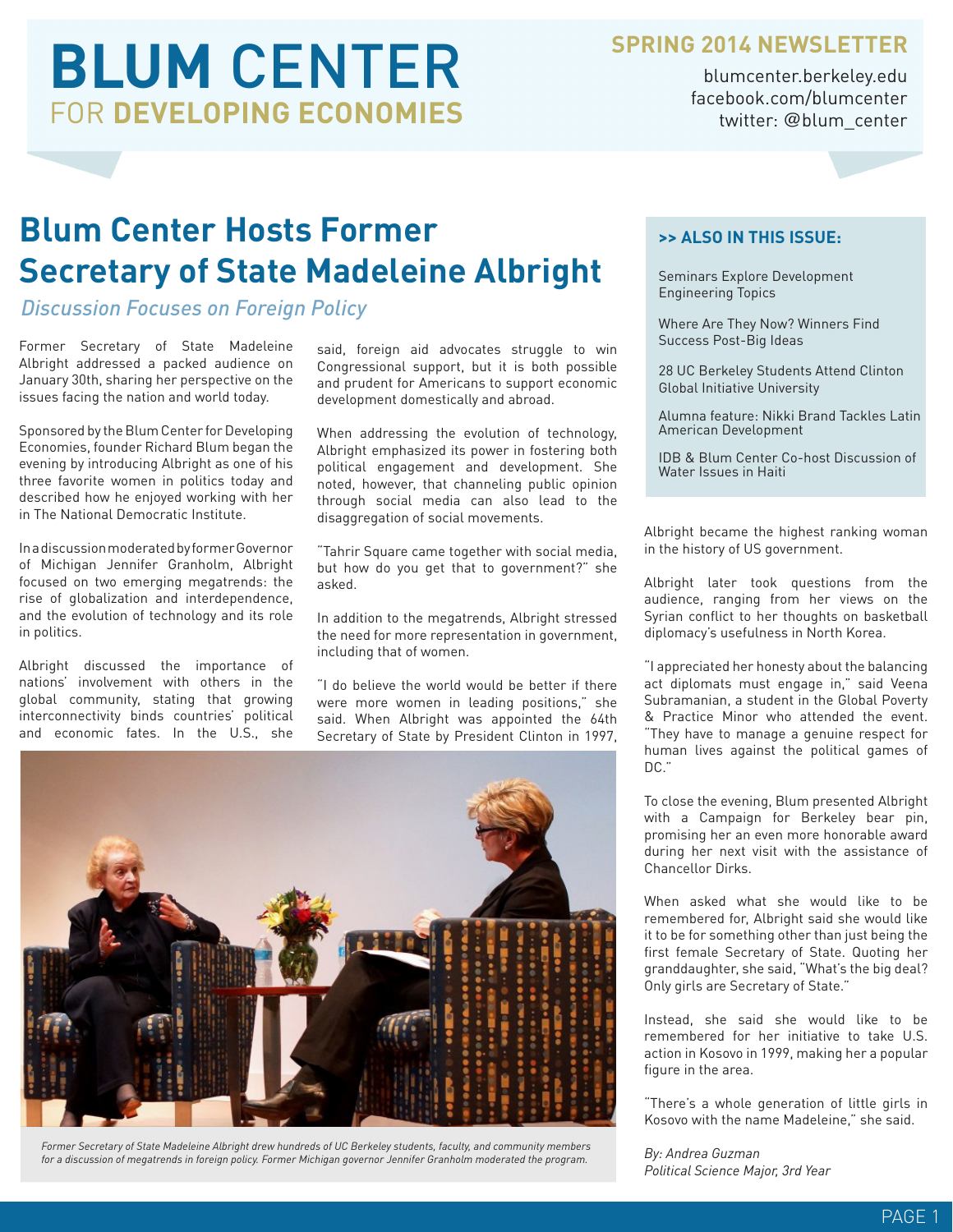# BLUM CENTER FOR DEVELOPING ECONOMIES

**SPRING 2014 NEWSLETTER**

blumcenter.berkeley.edu
facebook.com/blumcenter
twitter: @blum_center

## Blum Center Hosts Former Secretary of State Madeleine Albright

*Discussion Focuses on Foreign Policy*

Former Secretary of State Madeleine Albright addressed a packed audience on January 30th, sharing her perspective on the issues facing the nation and world today.

Sponsored by the Blum Center for Developing Economies, founder Richard Blum began the evening by introducing Albright as one of his three favorite women in politics today and described how he enjoyed working with her in The National Democratic Institute.

In a discussion moderated by former Governor of Michigan Jennifer Granholm, Albright focused on two emerging megatrends: the rise of globalization and interdependence, and the evolution of technology and its role in politics.

Albright discussed the importance of nations' involvement with others in the global community, stating that growing interconnectivity binds countries' political and economic fates. In the U.S., she said, foreign aid advocates struggle to win Congressional support, but it is both possible and prudent for Americans to support economic development domestically and abroad.

When addressing the evolution of technology, Albright emphasized its power in fostering both political engagement and development. She noted, however, that channeling public opinion through social media can also lead to the disaggregation of social movements.

"Tahrir Square came together with social media, but how do you get that to government?" she asked.

In addition to the megatrends, Albright stressed the need for more representation in government, including that of women.

"I do believe the world would be better if there were more women in leading positions," she said. When Albright was appointed the 64th Secretary of State by President Clinton in 1997, Albright became the highest ranking woman in the history of US government.

*Former Secretary of State Madeleine Albright drew hundreds of UC Berkeley students, faculty, and community members for a discussion of megatrends in foreign policy. Former Michigan governor Jennifer Granholm moderated the program.*

Albright later took questions from the audience, ranging from her views on the Syrian conflict to her thoughts on basketball diplomacy's usefulness in North Korea.

"I appreciated her honesty about the balancing act diplomats must engage in," said Veena Subramanian, a student in the Global Poverty & Practice Minor who attended the event. "They have to manage a genuine respect for human lives against the political games of DC."

To close the evening, Blum presented Albright with a Campaign for Berkeley bear pin, promising her an even more honorable award during her next visit with the assistance of Chancellor Dirks.

When asked what she would like to be remembered for, Albright said she would like it to be for something other than just being the first female Secretary of State. Quoting her granddaughter, she said, "What's the big deal? Only girls are Secretary of State."

Instead, she said she would like to be remembered for her initiative to take U.S. action in Kosovo in 1999, making her a popular figure in the area.

"There's a whole generation of little girls in Kosovo with the name Madeleine," she said.

*By: Andrea Guzman*
*Political Science Major, 3rd Year*

**>> ALSO IN THIS ISSUE:**

- Seminars Explore Development Engineering Topics
- Where Are They Now? Winners Find Success Post-Big Ideas
- 28 UC Berkeley Students Attend Clinton Global Initiative University
- Alumna feature: Nikki Brand Tackles Latin American Development
- IDB & Blum Center Co-host Discussion of Water Issues in Haiti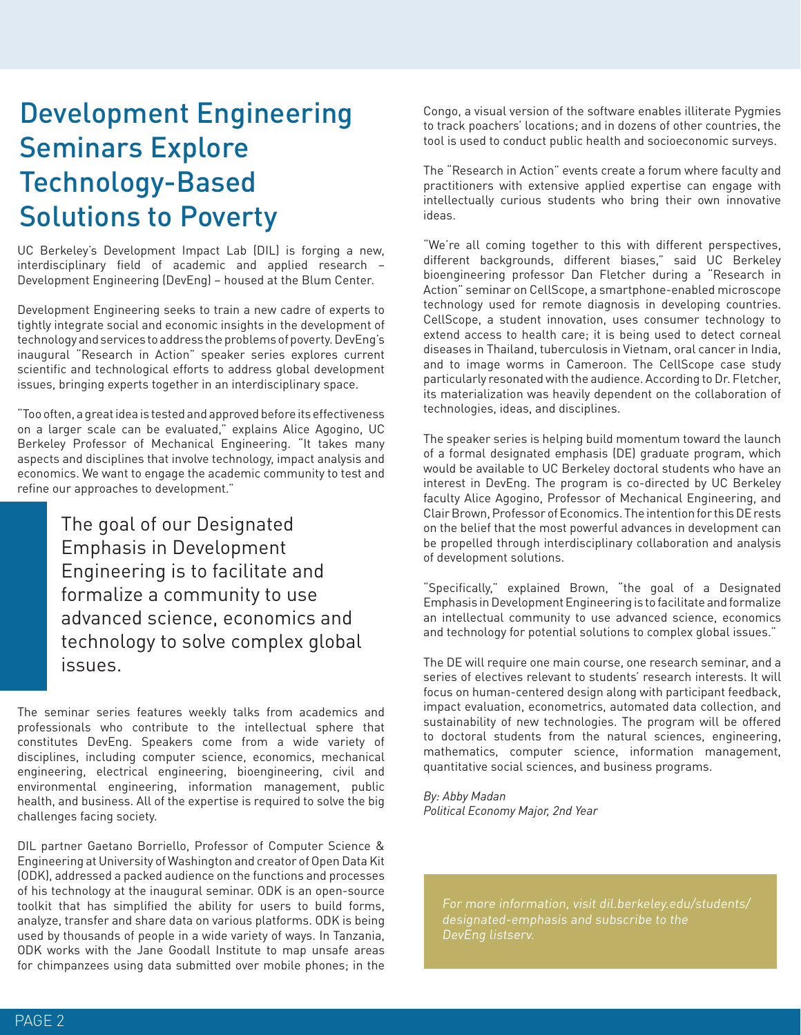# Development Engineering Seminars Explore Technology-Based Solutions to Poverty

UC Berkeley's Development Impact Lab (DIL) is forging a new, interdisciplinary field of academic and applied research – Development Engineering (DevEng) – housed at the Blum Center.

Development Engineering seeks to train a new cadre of experts to tightly integrate social and economic insights in the development of technology and services to address the problems of poverty. DevEng's inaugural "Research in Action" speaker series explores current scientific and technological efforts to address global development issues, bringing experts together in an interdisciplinary space.

"Too often, a great idea is tested and approved before its effectiveness on a larger scale can be evaluated," explains Alice Agogino, UC Berkeley Professor of Mechanical Engineering. "It takes many aspects and disciplines that involve technology, impact analysis and economics. We want to engage the academic community to test and refine our approaches to development."

> The goal of our Designated Emphasis in Development Engineering is to facilitate and formalize a community to use advanced science, economics and technology to solve complex global issues.

The seminar series features weekly talks from academics and professionals who contribute to the intellectual sphere that constitutes DevEng. Speakers come from a wide variety of disciplines, including computer science, economics, mechanical engineering, electrical engineering, bioengineering, civil and environmental engineering, information management, public health, and business. All of the expertise is required to solve the big challenges facing society.

DIL partner Gaetano Borriello, Professor of Computer Science & Engineering at University of Washington and creator of Open Data Kit (ODK), addressed a packed audience on the functions and processes of his technology at the inaugural seminar. ODK is an open-source toolkit that has simplified the ability for users to build forms, analyze, transfer and share data on various platforms. ODK is being used by thousands of people in a wide variety of ways. In Tanzania, ODK works with the Jane Goodall Institute to map unsafe areas for chimpanzees using data submitted over mobile phones; in the Congo, a visual version of the software enables illiterate Pygmies to track poachers' locations; and in dozens of other countries, the tool is used to conduct public health and socioeconomic surveys.

The "Research in Action" events create a forum where faculty and practitioners with extensive applied expertise can engage with intellectually curious students who bring their own innovative ideas.

"We're all coming together to this with different perspectives, different backgrounds, different biases," said UC Berkeley bioengineering professor Dan Fletcher during a "Research in Action" seminar on CellScope, a smartphone-enabled microscope technology used for remote diagnosis in developing countries. CellScope, a student innovation, uses consumer technology to extend access to health care; it is being used to detect corneal diseases in Thailand, tuberculosis in Vietnam, oral cancer in India, and to image worms in Cameroon. The CellScope case study particularly resonated with the audience. According to Dr. Fletcher, its materialization was heavily dependent on the collaboration of technologies, ideas, and disciplines.

The speaker series is helping build momentum toward the launch of a formal designated emphasis (DE) graduate program, which would be available to UC Berkeley doctoral students who have an interest in DevEng. The program is co-directed by UC Berkeley faculty Alice Agogino, Professor of Mechanical Engineering, and Clair Brown, Professor of Economics. The intention for this DE rests on the belief that the most powerful advances in development can be propelled through interdisciplinary collaboration and analysis of development solutions.

"Specifically," explained Brown, "the goal of a Designated Emphasis in Development Engineering is to facilitate and formalize an intellectual community to use advanced science, economics and technology for potential solutions to complex global issues."

The DE will require one main course, one research seminar, and a series of electives relevant to students' research interests. It will focus on human-centered design along with participant feedback, impact evaluation, econometrics, automated data collection, and sustainability of new technologies. The program will be offered to doctoral students from the natural sciences, engineering, mathematics, computer science, information management, quantitative social sciences, and business programs.

*By: Abby Madan*
*Political Economy Major, 2nd Year*

*For more information, visit dil.berkeley.edu/students/designated-emphasis and subscribe to the DevEng listserv.*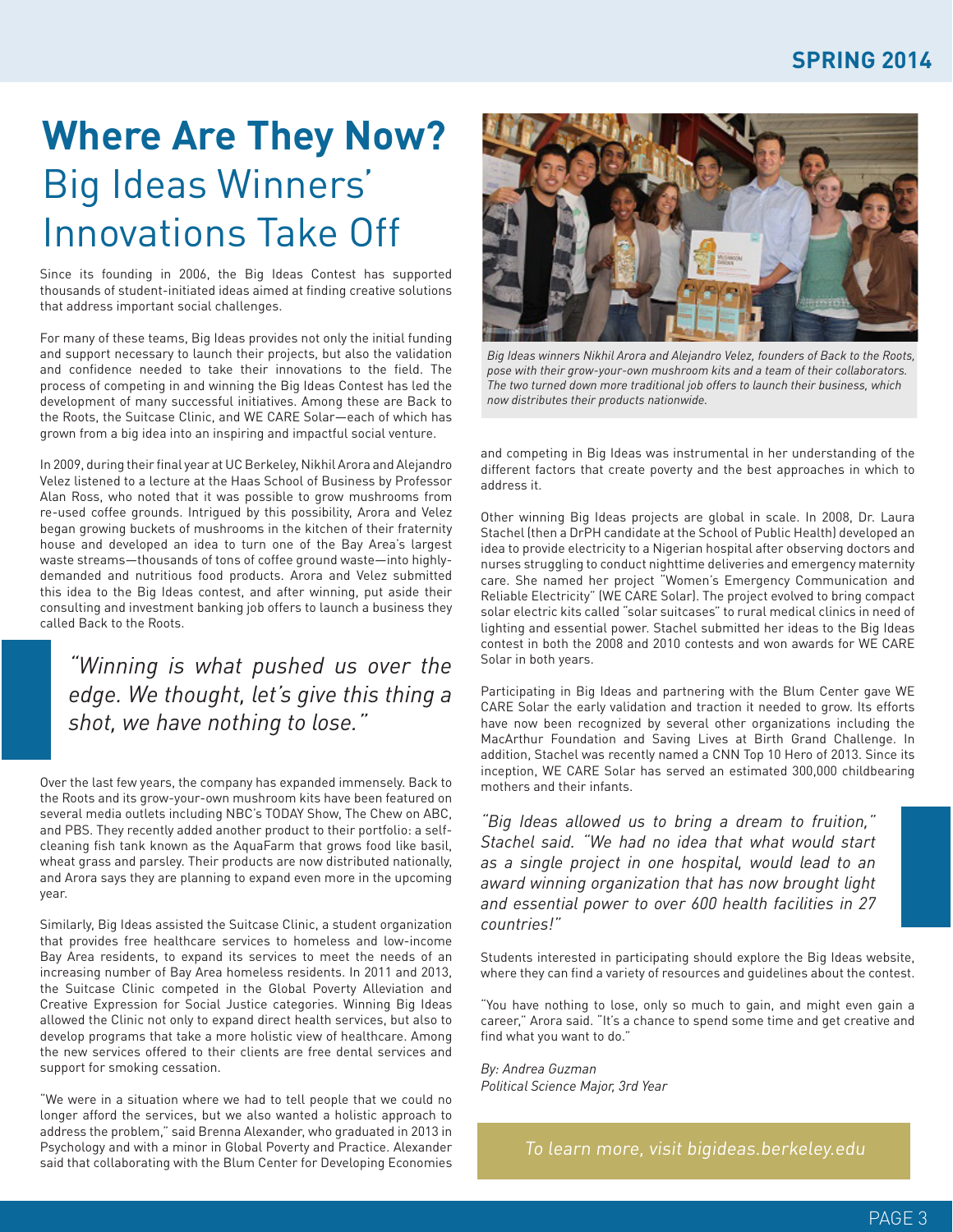# Where Are They Now? Big Ideas Winners' Innovations Take Off

Since its founding in 2006, the Big Ideas Contest has supported thousands of student-initiated ideas aimed at finding creative solutions that address important social challenges.

For many of these teams, Big Ideas provides not only the initial funding and support necessary to launch their projects, but also the validation and confidence needed to take their innovations to the field. The process of competing in and winning the Big Ideas Contest has led the development of many successful initiatives. Among these are Back to the Roots, the Suitcase Clinic, and WE CARE Solar—each of which has grown from a big idea into an inspiring and impactful social venture.

In 2009, during their final year at UC Berkeley, Nikhil Arora and Alejandro Velez listened to a lecture at the Haas School of Business by Professor Alan Ross, who noted that it was possible to grow mushrooms from re-used coffee grounds. Intrigued by this possibility, Arora and Velez began growing buckets of mushrooms in the kitchen of their fraternity house and developed an idea to turn one of the Bay Area's largest waste streams—thousands of tons of coffee ground waste—into highly-demanded and nutritious food products. Arora and Velez submitted this idea to the Big Ideas contest, and after winning, put aside their consulting and investment banking job offers to launch a business they called Back to the Roots.

> *"Winning is what pushed us over the edge. We thought, let's give this thing a shot, we have nothing to lose."*

Over the last few years, the company has expanded immensely. Back to the Roots and its grow-your-own mushroom kits have been featured on several media outlets including NBC's TODAY Show, The Chew on ABC, and PBS. They recently added another product to their portfolio: a self-cleaning fish tank known as the AquaFarm that grows food like basil, wheat grass and parsley. Their products are now distributed nationally, and Arora says they are planning to expand even more in the upcoming year.

Similarly, Big Ideas assisted the Suitcase Clinic, a student organization that provides free healthcare services to homeless and low-income Bay Area residents, to expand its services to meet the needs of an increasing number of Bay Area homeless residents. In 2011 and 2013, the Suitcase Clinic competed in the Global Poverty Alleviation and Creative Expression for Social Justice categories. Winning Big Ideas allowed the Clinic not only to expand direct health services, but also to develop programs that take a more holistic view of healthcare. Among the new services offered to their clients are free dental services and support for smoking cessation.

"We were in a situation where we had to tell people that we could no longer afford the services, but we also wanted a holistic approach to address the problem," said Brenna Alexander, who graduated in 2013 in Psychology and with a minor in Global Poverty and Practice. Alexander said that collaborating with the Blum Center for Developing Economies and competing in Big Ideas was instrumental in her understanding of the different factors that create poverty and the best approaches in which to address it.

*Big Ideas winners Nikhil Arora and Alejandro Velez, founders of Back to the Roots, pose with their grow-your-own mushroom kits and a team of their collaborators. The two turned down more traditional job offers to launch their business, which now distributes their products nationwide.*

Other winning Big Ideas projects are global in scale. In 2008, Dr. Laura Stachel (then a DrPH candidate at the School of Public Health) developed an idea to provide electricity to a Nigerian hospital after observing doctors and nurses struggling to conduct nighttime deliveries and emergency maternity care. She named her project "Women's Emergency Communication and Reliable Electricity" (WE CARE Solar). The project evolved to bring compact solar electric kits called "solar suitcases" to rural medical clinics in need of lighting and essential power. Stachel submitted her ideas to the Big Ideas contest in both the 2008 and 2010 contests and won awards for WE CARE Solar in both years.

Participating in Big Ideas and partnering with the Blum Center gave WE CARE Solar the early validation and traction it needed to grow. Its efforts have now been recognized by several other organizations including the MacArthur Foundation and Saving Lives at Birth Grand Challenge. In addition, Stachel was recently named a CNN Top 10 Hero of 2013. Since its inception, WE CARE Solar has served an estimated 300,000 childbearing mothers and their infants.

> *"Big Ideas allowed us to bring a dream to fruition," Stachel said. "We had no idea that what would start as a single project in one hospital, would lead to an award winning organization that has now brought light and essential power to over 600 health facilities in 27 countries!"*

Students interested in participating should explore the Big Ideas website, where they can find a variety of resources and guidelines about the contest.

"You have nothing to lose, only so much to gain, and might even gain a career," Arora said. "It's a chance to spend some time and get creative and find what you want to do."

*By: Andrea Guzman*
*Political Science Major, 3rd Year*

*To learn more, visit bigideas.berkeley.edu*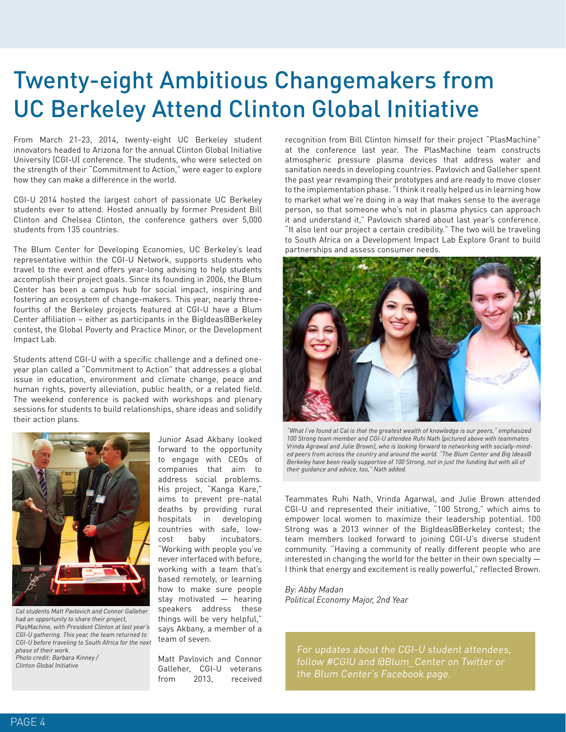# Twenty-eight Ambitious Changemakers from UC Berkeley Attend Clinton Global Initiative

From March 21-23, 2014, twenty-eight UC Berkeley student innovators headed to Arizona for the annual Clinton Global Initiative University (CGI-U) conference. The students, who were selected on the strength of their "Commitment to Action," were eager to explore how they can make a difference in the world.

CGI-U 2014 hosted the largest cohort of passionate UC Berkeley students ever to attend. Hosted annually by former President Bill Clinton and Chelsea Clinton, the conference gathers over 5,000 students from 135 countries.

The Blum Center for Developing Economies, UC Berkeley's lead representative within the CGI-U Network, supports students who travel to the event and offers year-long advising to help students accomplish their project goals. Since its founding in 2006, the Blum Center has been a campus hub for social impact, inspiring and fostering an ecosystem of change-makers. This year, nearly three-fourths of the Berkeley projects featured at CGI-U have a Blum Center affiliation – either as participants in the BigIdeas@Berkeley contest, the Global Poverty and Practice Minor, or the Development Impact Lab.

Students attend CGI-U with a specific challenge and a defined one-year plan called a "Commitment to Action" that addresses a global issue in education, environment and climate change, peace and human rights, poverty alleviation, public health, or a related field. The weekend conference is packed with workshops and plenary sessions for students to build relationships, share ideas and solidify their action plans.

*Cal students Matt Pavlovich and Connor Galleher had an opportunity to share their project, PlasMachine, with President Clinton at last year's CGI-U gathering. This year, the team returned to CGI-U before traveling to South Africa for the next phase of their work.*
*Photo credit: Barbara Kinney / Clinton Global Initiative*

Junior Asad Akbany looked forward to the opportunity to engage with CEOs of companies that aim to address social problems. His project, "Kanga Kare," aims to prevent pre-natal deaths by providing rural hospitals in developing countries with safe, low-cost baby incubators. "Working with people you've never interfaced with before, working with a team that's based remotely, or learning how to make sure people stay motivated — hearing speakers address these things will be very helpful," says Akbany, a member of a team of seven.

Matt Pavlovich and Connor Galleher, CGI-U veterans from 2013, received recognition from Bill Clinton himself for their project "PlasMachine" at the conference last year. The PlasMachine team constructs atmospheric pressure plasma devices that address water and sanitation needs in developing countries. Pavlovich and Galleher spent the past year revamping their prototypes and are ready to move closer to the implementation phase. "I think it really helped us in learning how to market what we're doing in a way that makes sense to the average person, so that someone who's not in plasma physics can approach it and understand it," Pavlovich shared about last year's conference. "It also lent our project a certain credibility." The two will be traveling to South Africa on a Development Impact Lab Explore Grant to build partnerships and assess consumer needs.

*"What I've found at Cal is that the greatest wealth of knowledge is our peers," emphasized 100 Strong team member and CGI-U attendee Ruhi Nath (pictured above with teammates Vrinda Agrawal and Julie Brown), who is looking forward to networking with socially-minded peers from across the country and around the world. "The Blum Center and Big Ideas@Berkeley have been really supportive of 100 Strong, not in just the funding but with all of their guidance and advice, too," Nath added.*

Teammates Ruhi Nath, Vrinda Agarwal, and Julie Brown attended CGI-U and represented their initiative, "100 Strong," which aims to empower local women to maximize their leadership potential. 100 Strong was a 2013 winner of the BigIdeas@Berkeley contest; the team members looked forward to joining CGI-U's diverse student community. "Having a community of really different people who are interested in changing the world for the better in their own specialty — I think that energy and excitement is really powerful," reflected Brown.

*By: Abby Madan*
*Political Economy Major, 2nd Year*

*For updates about the CGI-U student attendees, follow #CGIU and @Blum_Center on Twitter or the Blum Center's Facebook page.*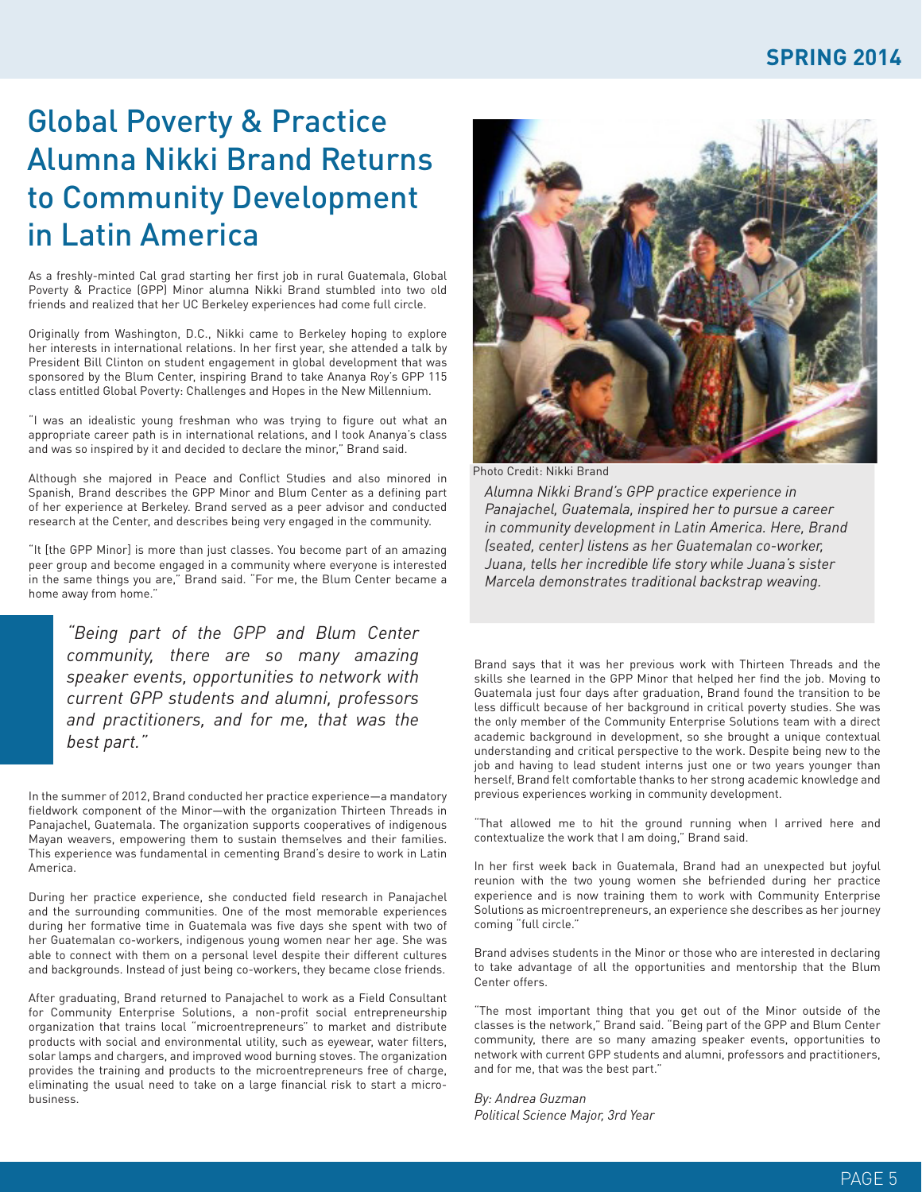# Global Poverty & Practice Alumna Nikki Brand Returns to Community Development in Latin America

As a freshly-minted Cal grad starting her first job in rural Guatemala, Global Poverty & Practice (GPP) Minor alumna Nikki Brand stumbled into two old friends and realized that her UC Berkeley experiences had come full circle.

Originally from Washington, D.C., Nikki came to Berkeley hoping to explore her interests in international relations. In her first year, she attended a talk by President Bill Clinton on student engagement in global development that was sponsored by the Blum Center, inspiring Brand to take Ananya Roy's GPP 115 class entitled Global Poverty: Challenges and Hopes in the New Millennium.

"I was an idealistic young freshman who was trying to figure out what an appropriate career path is in international relations, and I took Ananya's class and was so inspired by it and decided to declare the minor," Brand said.

Although she majored in Peace and Conflict Studies and also minored in Spanish, Brand describes the GPP Minor and Blum Center as a defining part of her experience at Berkeley. Brand served as a peer advisor and conducted research at the Center, and describes being very engaged in the community.

"It [the GPP Minor] is more than just classes. You become part of an amazing peer group and become engaged in a community where everyone is interested in the same things you are," Brand said. "For me, the Blum Center became a home away from home."

> *"Being part of the GPP and Blum Center community, there are so many amazing speaker events, opportunities to network with current GPP students and alumni, professors and practitioners, and for me, that was the best part."*

In the summer of 2012, Brand conducted her practice experience—a mandatory fieldwork component of the Minor—with the organization Thirteen Threads in Panajachel, Guatemala. The organization supports cooperatives of indigenous Mayan weavers, empowering them to sustain themselves and their families. This experience was fundamental in cementing Brand's desire to work in Latin America.

During her practice experience, she conducted field research in Panajachel and the surrounding communities. One of the most memorable experiences during her formative time in Guatemala was five days she spent with two of her Guatemalan co-workers, indigenous young women near her age. She was able to connect with them on a personal level despite their different cultures and backgrounds. Instead of just being co-workers, they became close friends.

After graduating, Brand returned to Panajachel to work as a Field Consultant for Community Enterprise Solutions, a non-profit social entrepreneurship organization that trains local "microentrepreneurs" to market and distribute products with social and environmental utility, such as eyewear, water filters, solar lamps and chargers, and improved wood burning stoves. The organization provides the training and products to the microentrepreneurs free of charge, eliminating the usual need to take on a large financial risk to start a micro-business.

Photo Credit: Nikki Brand

*Alumna Nikki Brand's GPP practice experience in Panajachel, Guatemala, inspired her to pursue a career in community development in Latin America. Here, Brand (seated, center) listens as her Guatemalan co-worker, Juana, tells her incredible life story while Juana's sister Marcela demonstrates traditional backstrap weaving.*

Brand says that it was her previous work with Thirteen Threads and the skills she learned in the GPP Minor that helped her find the job. Moving to Guatemala just four days after graduation, Brand found the transition to be less difficult because of her background in critical poverty studies. She was the only member of the Community Enterprise Solutions team with a direct academic background in development, so she brought a unique contextual understanding and critical perspective to the work. Despite being new to the job and having to lead student interns just one or two years younger than herself, Brand felt comfortable thanks to her strong academic knowledge and previous experiences working in community development.

"That allowed me to hit the ground running when I arrived here and contextualize the work that I am doing," Brand said.

In her first week back in Guatemala, Brand had an unexpected but joyful reunion with the two young women she befriended during her practice experience and is now training them to work with Community Enterprise Solutions as microentrepreneurs, an experience she describes as her journey coming "full circle."

Brand advises students in the Minor or those who are interested in declaring to take advantage of all the opportunities and mentorship that the Blum Center offers.

"The most important thing that you get out of the Minor outside of the classes is the network," Brand said. "Being part of the GPP and Blum Center community, there are so many amazing speaker events, opportunities to network with current GPP students and alumni, professors and practitioners, and for me, that was the best part."

*By: Andrea Guzman*
*Political Science Major, 3rd Year*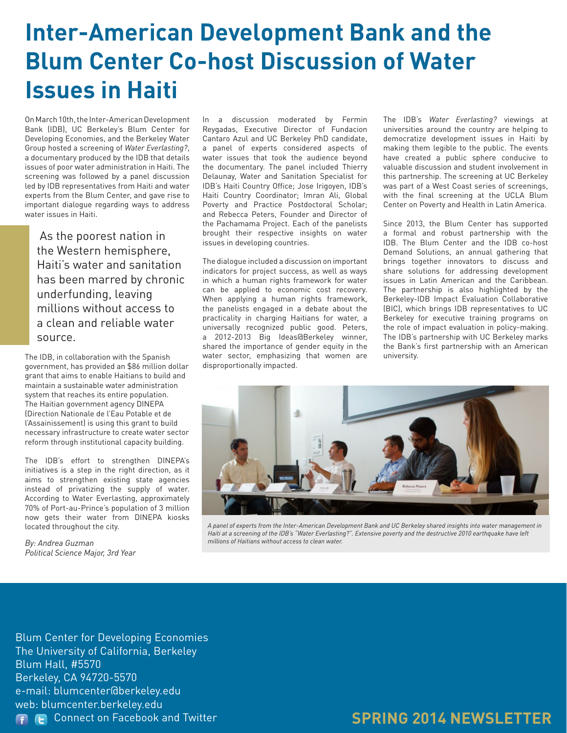# Inter-American Development Bank and the Blum Center Co-host Discussion of Water Issues in Haiti

On March 10th, the Inter-American Development Bank (IDB), UC Berkeley's Blum Center for Developing Economies, and the Berkeley Water Group hosted a screening of *Water Everlasting?*, a documentary produced by the IDB that details issues of poor water administration in Haiti. The screening was followed by a panel discussion led by IDB representatives from Haiti and water experts from the Blum Center, and gave rise to important dialogue regarding ways to address water issues in Haiti.

> As the poorest nation in the Western hemisphere, Haiti's water and sanitation has been marred by chronic underfunding, leaving millions without access to a clean and reliable water source.

The IDB, in collaboration with the Spanish government, has provided an $86 million dollar grant that aims to enable Haitians to build and maintain a sustainable water administration system that reaches its entire population. The Haitian government agency DINEPA (Direction Nationale de l'Eau Potable et de l'Assainissement) is using this grant to build necessary infrastructure to create water sector reform through institutional capacity building.

The IDB's effort to strengthen DINEPA's initiatives is a step in the right direction, as it aims to strengthen existing state agencies instead of privatizing the supply of water. According to Water Everlasting, approximately 70% of Port-au-Prince's population of 3 million now gets their water from DINEPA kiosks located throughout the city.

*By: Andrea Guzman*
*Political Science Major, 3rd Year*

In a discussion moderated by Fermin Reygadas, Executive Director of Fundacion Cantaro Azul and UC Berkeley PhD candidate, a panel of experts considered aspects of water issues that took the audience beyond the documentary. The panel included Thierry Delaunay, Water and Sanitation Specialist for IDB's Haiti Country Office; Jose Irigoyen, IDB's Haiti Country Coordinator; Imran Ali, Global Poverty and Practice Postdoctoral Scholar; and Rebecca Peters, Founder and Director of the Pachamama Project. Each of the panelists brought their respective insights on water issues in developing countries.

The dialogue included a discussion on important indicators for project success, as well as ways in which a human rights framework for water can be applied to economic cost recovery. When applying a human rights framework, the panelists engaged in a debate about the practicality in charging Haitians for water, a universally recognized public good. Peters, a 2012-2013 Big Ideas@Berkeley winner, shared the importance of gender equity in the water sector, emphasizing that women are disproportionally impacted.

The IDB's *Water Everlasting?* viewings at universities around the country are helping to democratize development issues in Haiti by making them legible to the public. The events have created a public sphere conducive to valuable discussion and student involvement in this partnership. The screening at UC Berkeley was part of a West Coast series of screenings, with the final screening at the UCLA Blum Center on Poverty and Health in Latin America.

Since 2013, the Blum Center has supported a formal and robust partnership with the IDB. The Blum Center and the IDB co-host Demand Solutions, an annual gathering that brings together innovators to discuss and share solutions for addressing development issues in Latin American and the Caribbean. The partnership is also highlighted by the Berkeley-IDB Impact Evaluation Collaborative (BIC), which brings IDB representatives to UC Berkeley for executive training programs on the role of impact evaluation in policy-making. The IDB's partnership with UC Berkeley marks the Bank's first partnership with an American university.

*A panel of experts from the Inter-American Development Bank and UC Berkeley shared insights into water management in Haiti at a screening of the IDB's "Water Everlasting?". Extensive poverty and the destructive 2010 earthquake have left millions of Haitians without access to clean water.*

Blum Center for Developing Economies
The University of California, Berkeley
Blum Hall, #5570
Berkeley, CA 94720-5570
e-mail: blumcenter@berkeley.edu
web: blumcenter.berkeley.edu
Connect on Facebook and Twitter

**SPRING 2014 NEWSLETTER**